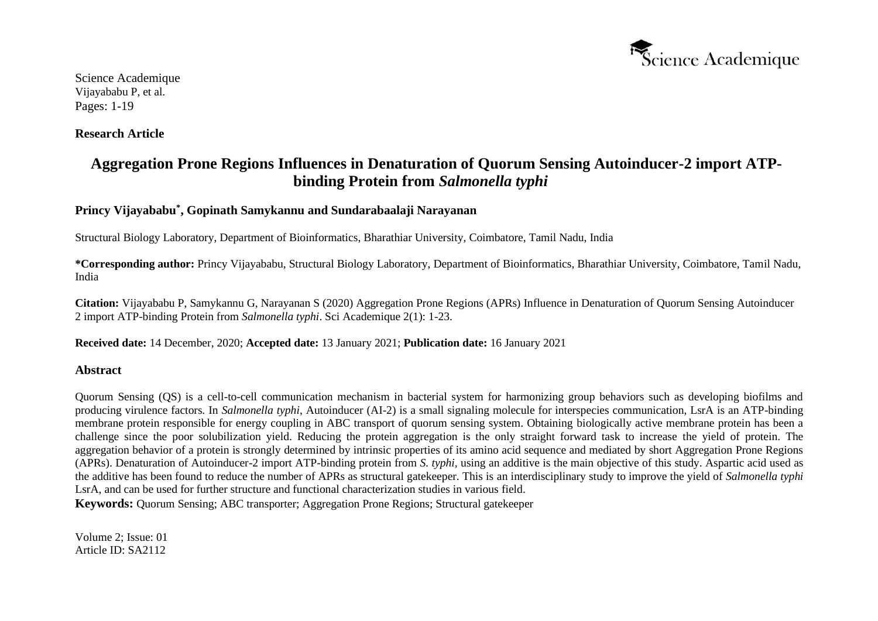Science Academique
Vijayababu P, et al.
Pages: 1-19

**Research Article**

# Aggregation Prone Regions Influences in Denaturation of Quorum Sensing Autoinducer-2 import ATP-binding Protein from *Salmonella typhi*

**Princy Vijayababu*, Gopinath Samykannu and Sundarabaalaji Narayanan**

Structural Biology Laboratory, Department of Bioinformatics, Bharathiar University, Coimbatore, Tamil Nadu, India

**\*Corresponding author:** Princy Vijayababu, Structural Biology Laboratory, Department of Bioinformatics, Bharathiar University, Coimbatore, Tamil Nadu, India

**Citation:** Vijayababu P, Samykannu G, Narayanan S (2020) Aggregation Prone Regions (APRs) Influence in Denaturation of Quorum Sensing Autoinducer 2 import ATP-binding Protein from *Salmonella typhi*. Sci Academique 2(1): 1-23.

**Received date:** 14 December, 2020; **Accepted date:** 13 January 2021; **Publication date:** 16 January 2021

## Abstract

Quorum Sensing (QS) is a cell-to-cell communication mechanism in bacterial system for harmonizing group behaviors such as developing biofilms and producing virulence factors. In *Salmonella typhi*, Autoinducer (AI-2) is a small signaling molecule for interspecies communication, LsrA is an ATP-binding membrane protein responsible for energy coupling in ABC transport of quorum sensing system. Obtaining biologically active membrane protein has been a challenge since the poor solubilization yield. Reducing the protein aggregation is the only straight forward task to increase the yield of protein. The aggregation behavior of a protein is strongly determined by intrinsic properties of its amino acid sequence and mediated by short Aggregation Prone Regions (APRs). Denaturation of Autoinducer-2 import ATP-binding protein from *S. typhi*, using an additive is the main objective of this study. Aspartic acid used as the additive has been found to reduce the number of APRs as structural gatekeeper. This is an interdisciplinary study to improve the yield of *Salmonella typhi* LsrA, and can be used for further structure and functional characterization studies in various field.

**Keywords:** Quorum Sensing; ABC transporter; Aggregation Prone Regions; Structural gatekeeper

Volume 2; Issue: 01
Article ID: SA2112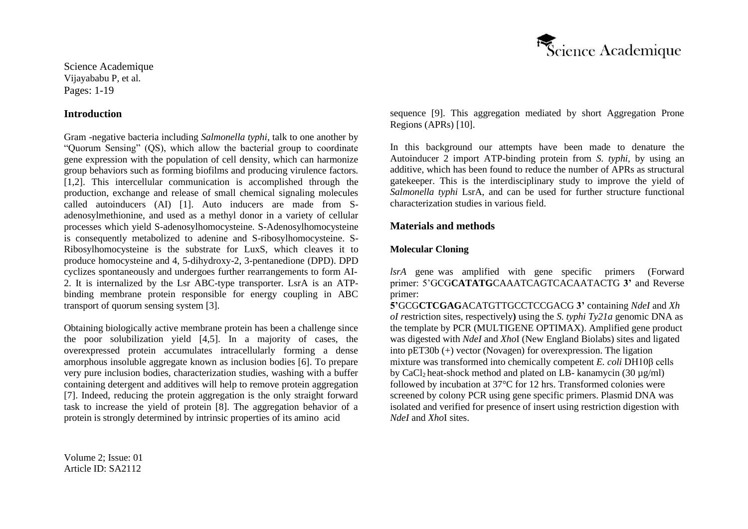## Introduction

Gram -negative bacteria including *Salmonella typhi*, talk to one another by "Quorum Sensing" (QS), which allow the bacterial group to coordinate gene expression with the population of cell density, which can harmonize group behaviors such as forming biofilms and producing virulence factors. [1,2]. This intercellular communication is accomplished through the production, exchange and release of small chemical signaling molecules called autoinducers (AI) [1]. Auto inducers are made from S-adenosylmethionine, and used as a methyl donor in a variety of cellular processes which yield S-adenosylhomocysteine. S-Adenosylhomocysteine is consequently metabolized to adenine and S-ribosylhomocysteine. S-Ribosylhomocysteine is the substrate for LuxS, which cleaves it to produce homocysteine and 4, 5-dihydroxy-2, 3-pentanedione (DPD). DPD cyclizes spontaneously and undergoes further rearrangements to form AI-2. It is internalized by the Lsr ABC-type transporter. LsrA is an ATP-binding membrane protein responsible for energy coupling in ABC transport of quorum sensing system [3].

Obtaining biologically active membrane protein has been a challenge since the poor solubilization yield [4,5]. In a majority of cases, the overexpressed protein accumulates intracellularly forming a dense amorphous insoluble aggregate known as inclusion bodies [6]. To prepare very pure inclusion bodies, characterization studies, washing with a buffer containing detergent and additives will help to remove protein aggregation [7]. Indeed, reducing the protein aggregation is the only straight forward task to increase the yield of protein [8]. The aggregation behavior of a protein is strongly determined by intrinsic properties of its amino acid sequence [9]. This aggregation mediated by short Aggregation Prone Regions (APRs) [10].

In this background our attempts have been made to denature the Autoinducer 2 import ATP-binding protein from *S. typhi*, by using an additive, which has been found to reduce the number of APRs as structural gatekeeper. This is the interdisciplinary study to improve the yield of *Salmonella typhi* LsrA, and can be used for further structure functional characterization studies in various field.

## Materials and methods

### Molecular Cloning

*lsrA* gene was amplified with gene specific primers (Forward primer: 5'GCG**CATATG**CAAATCAGTCACAATACTG **3'** and Reverse primer: **5'**GCG**CTCGAG**ACATGTTGCCTCCGACG **3'** containing *NdeI* and *XhoI* restriction sites, respectively**)** using the *S. typhi Ty21a* genomic DNA as the template by PCR (MULTIGENE OPTIMAX). Amplified gene product was digested with *NdeI* and *Xho*I (New England Biolabs) sites and ligated into pET30b (+) vector (Novagen) for overexpression. The ligation mixture was transformed into chemically competent *E. coli* DH10β cells by $CaCl_2$ heat-shock method and plated on LB- kanamycin (30 µg/ml) followed by incubation at 37°C for 12 hrs. Transformed colonies were screened by colony PCR using gene specific primers. Plasmid DNA was isolated and verified for presence of insert using restriction digestion with *NdeI* and *Xho*I sites.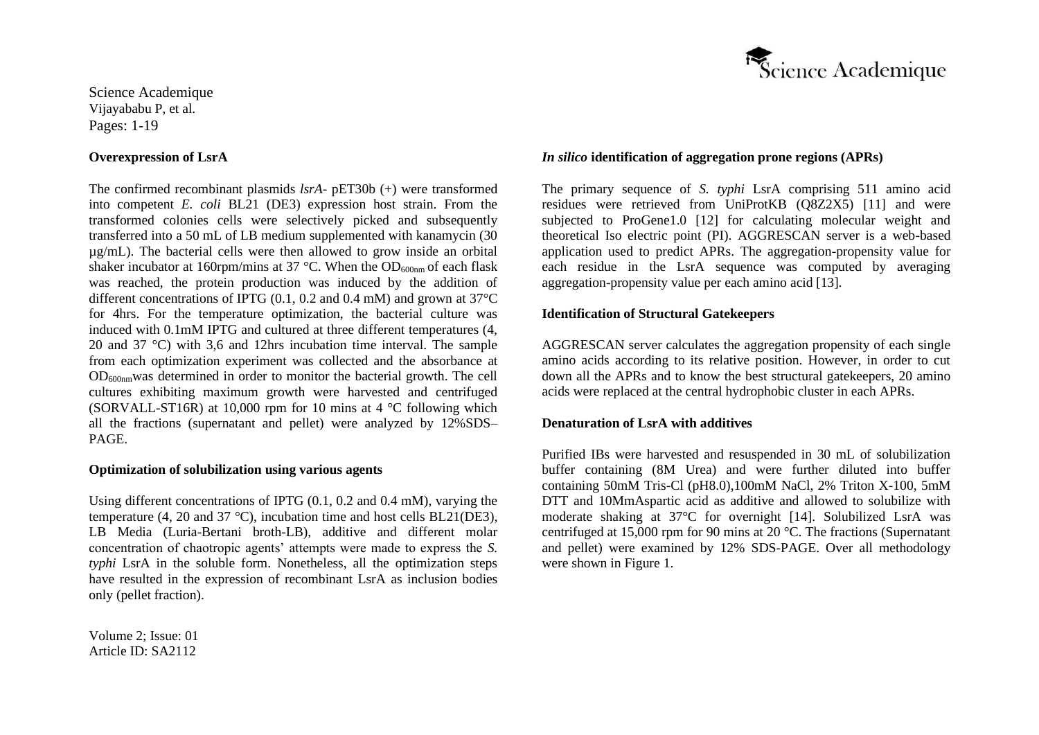## Overexpression of LsrA

The confirmed recombinant plasmids *lsrA*- pET30b (+) were transformed into competent *E. coli* BL21 (DE3) expression host strain. From the transformed colonies cells were selectively picked and subsequently transferred into a 50 mL of LB medium supplemented with kanamycin (30 µg/mL). The bacterial cells were then allowed to grow inside an orbital shaker incubator at 160rpm/mins at 37 °C. When the $OD_{600nm}$ of each flask was reached, the protein production was induced by the addition of different concentrations of IPTG (0.1, 0.2 and 0.4 mM) and grown at 37°C for 4hrs. For the temperature optimization, the bacterial culture was induced with 0.1mM IPTG and cultured at three different temperatures (4, 20 and 37 °C) with 3,6 and 12hrs incubation time interval. The sample from each optimization experiment was collected and the absorbance at $OD_{600nm}$was determined in order to monitor the bacterial growth. The cell cultures exhibiting maximum growth were harvested and centrifuged (SORVALL-ST16R) at 10,000 rpm for 10 mins at 4 °C following which all the fractions (supernatant and pellet) were analyzed by 12%SDS–PAGE.

## Optimization of solubilization using various agents

Using different concentrations of IPTG (0.1, 0.2 and 0.4 mM), varying the temperature (4, 20 and 37 °C), incubation time and host cells BL21(DE3), LB Media (Luria-Bertani broth-LB), additive and different molar concentration of chaotropic agents' attempts were made to express the *S. typhi* LsrA in the soluble form. Nonetheless, all the optimization steps have resulted in the expression of recombinant LsrA as inclusion bodies only (pellet fraction).

## *In silico* identification of aggregation prone regions (APRs)

The primary sequence of *S. typhi* LsrA comprising 511 amino acid residues were retrieved from UniProtKB (Q8Z2X5) [11] and were subjected to ProGene1.0 [12] for calculating molecular weight and theoretical Iso electric point (PI). AGGRESCAN server is a web-based application used to predict APRs. The aggregation-propensity value for each residue in the LsrA sequence was computed by averaging aggregation-propensity value per each amino acid [13].

## Identification of Structural Gatekeepers

AGGRESCAN server calculates the aggregation propensity of each single amino acids according to its relative position. However, in order to cut down all the APRs and to know the best structural gatekeepers, 20 amino acids were replaced at the central hydrophobic cluster in each APRs.

## Denaturation of LsrA with additives

Purified IBs were harvested and resuspended in 30 mL of solubilization buffer containing (8M Urea) and were further diluted into buffer containing 50mM Tris-Cl (pH8.0),100mM NaCl, 2% Triton X-100, 5mM DTT and 10MmAspartic acid as additive and allowed to solubilize with moderate shaking at 37°C for overnight [14]. Solubilized LsrA was centrifuged at 15,000 rpm for 90 mins at 20 °C. The fractions (Supernatant and pellet) were examined by 12% SDS-PAGE. Over all methodology were shown in Figure 1.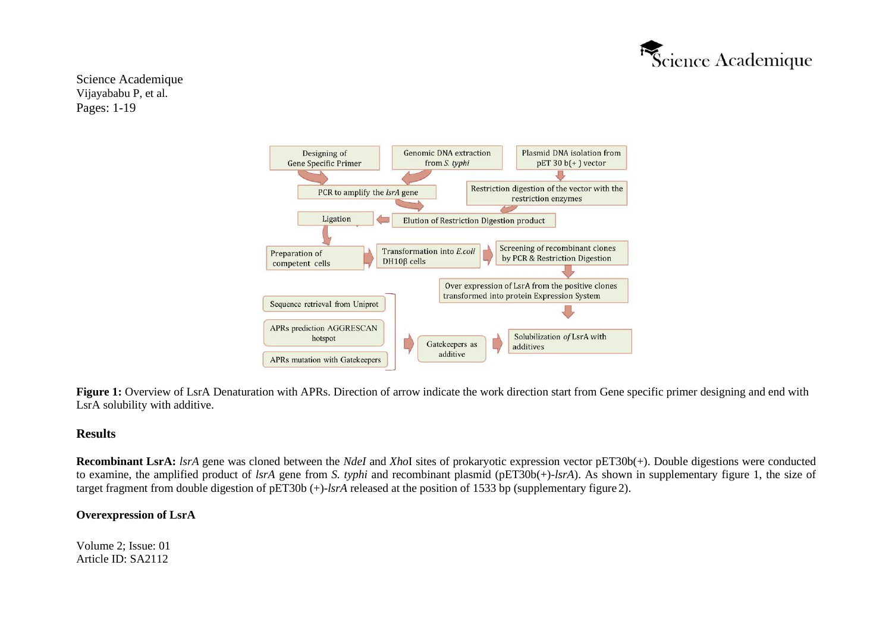**Figure 1:** Overview of LsrA Denaturation with APRs. Direction of arrow indicate the work direction start from Gene specific primer designing and end with LsrA solubility with additive.

## Results

**Recombinant LsrA:** *lsrA* gene was cloned between the *NdeI* and *Xho*I sites of prokaryotic expression vector pET30b(+). Double digestions were conducted to examine, the amplified product of *lsrA* gene from *S. typhi* and recombinant plasmid (pET30b(+)-*lsrA*). As shown in supplementary figure 1, the size of target fragment from double digestion of pET30b (+)-*lsrA* released at the position of 1533 bp (supplementary figure 2).

### Overexpression of LsrA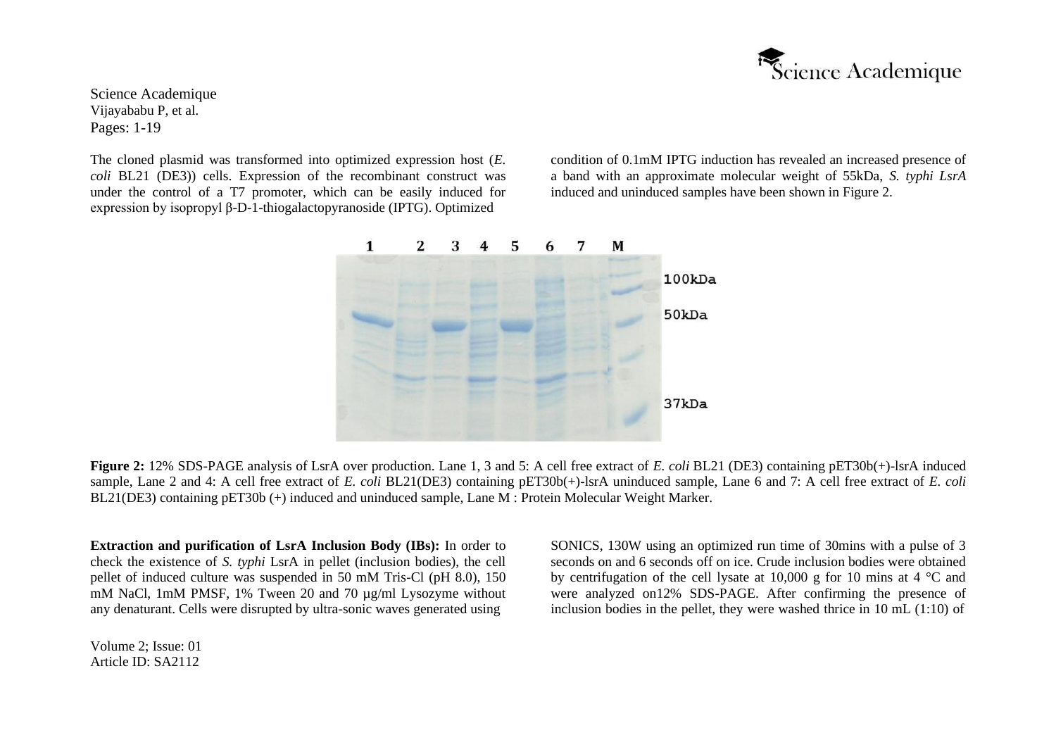The cloned plasmid was transformed into optimized expression host (*E. coli* BL21 (DE3)) cells. Expression of the recombinant construct was under the control of a T7 promoter, which can be easily induced for expression by isopropyl β-D-1-thiogalactopyranoside (IPTG). Optimized condition of 0.1mM IPTG induction has revealed an increased presence of a band with an approximate molecular weight of 55kDa, *S. typhi LsrA* induced and uninduced samples have been shown in Figure 2.

**Figure 2:** 12% SDS-PAGE analysis of LsrA over production. Lane 1, 3 and 5: A cell free extract of *E. coli* BL21 (DE3) containing pET30b(+)-lsrA induced sample, Lane 2 and 4: A cell free extract of *E. coli* BL21(DE3) containing pET30b(+)-lsrA uninduced sample, Lane 6 and 7: A cell free extract of *E. coli* BL21(DE3) containing pET30b (+) induced and uninduced sample, Lane M : Protein Molecular Weight Marker.

**Extraction and purification of LsrA Inclusion Body (IBs):** In order to check the existence of *S. typhi* LsrA in pellet (inclusion bodies), the cell pellet of induced culture was suspended in 50 mM Tris-Cl (pH 8.0), 150 mM NaCl, 1mM PMSF, 1% Tween 20 and 70 µg/ml Lysozyme without any denaturant. Cells were disrupted by ultra-sonic waves generated using SONICS, 130W using an optimized run time of 30mins with a pulse of 3 seconds on and 6 seconds off on ice. Crude inclusion bodies were obtained by centrifugation of the cell lysate at 10,000 g for 10 mins at 4 °C and were analyzed on12% SDS-PAGE. After confirming the presence of inclusion bodies in the pellet, they were washed thrice in 10 mL (1:10) of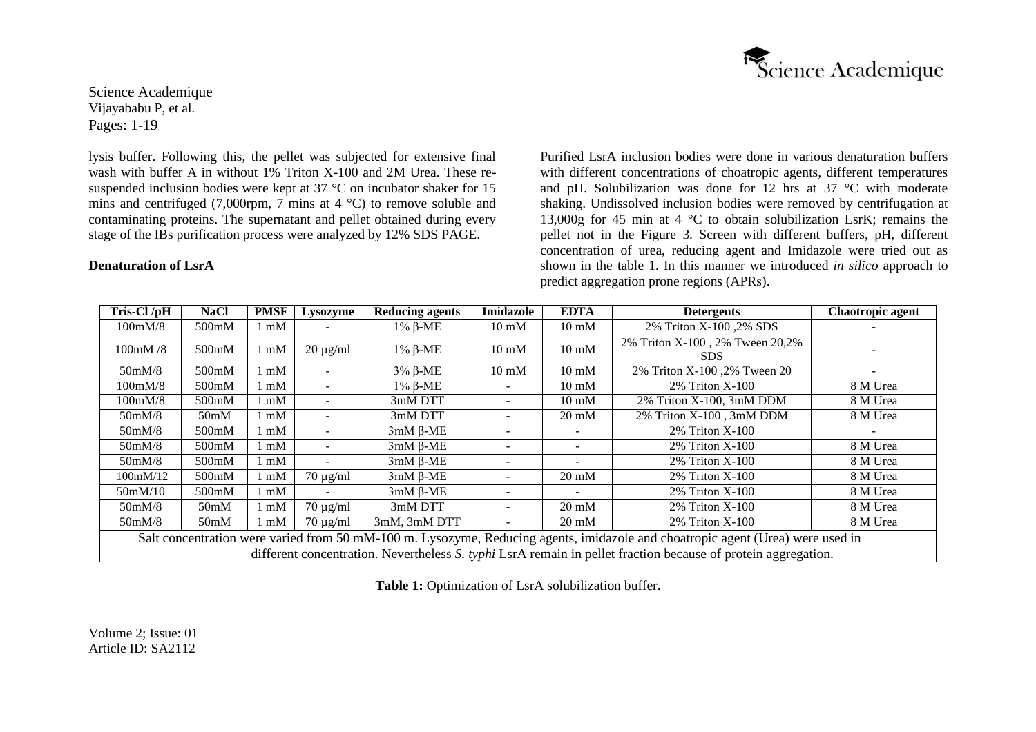lysis buffer. Following this, the pellet was subjected for extensive final wash with buffer A in without 1% Triton X-100 and 2M Urea. These re-suspended inclusion bodies were kept at 37 °C on incubator shaker for 15 mins and centrifuged (7,000rpm, 7 mins at 4 °C) to remove soluble and contaminating proteins. The supernatant and pellet obtained during every stage of the IBs purification process were analyzed by 12% SDS PAGE.

**Denaturation of LsrA**

Purified LsrA inclusion bodies were done in various denaturation buffers with different concentrations of choatropic agents, different temperatures and pH. Solubilization was done for 12 hrs at 37 °C with moderate shaking. Undissolved inclusion bodies were removed by centrifugation at 13,000g for 45 min at 4 °C to obtain solubilization LsrK; remains the pellet not in the Figure 3. Screen with different buffers, pH, different concentration of urea, reducing agent and Imidazole were tried out as shown in the table 1. In this manner we introduced *in silico* approach to predict aggregation prone regions (APRs).

| Tris-Cl /pH | NaCl | PMSF | Lysozyme | Reducing agents | Imidazole | EDTA | Detergents | Chaotropic agent |
|---|---|---|---|---|---|---|---|---|
| 100mM/8 | 500mM | 1 mM | - | 1% β-ME | 10 mM | 10 mM | 2% Triton X-100 ,2% SDS | - |
| 100mM /8 | 500mM | 1 mM | 20 µg/ml | 1% β-ME | 10 mM | 10 mM | 2% Triton X-100 , 2% Tween 20,2% SDS | - |
| 50mM/8 | 500mM | 1 mM | - | 3% β-ME | 10 mM | 10 mM | 2% Triton X-100 ,2% Tween 20 | - |
| 100mM/8 | 500mM | 1 mM | - | 1% β-ME | - | 10 mM | 2% Triton X-100 | 8 M Urea |
| 100mM/8 | 500mM | 1 mM | - | 3mM DTT | - | 10 mM | 2% Triton X-100, 3mM DDM | 8 M Urea |
| 50mM/8 | 50mM | 1 mM | - | 3mM DTT | - | 20 mM | 2% Triton X-100 , 3mM DDM | 8 M Urea |
| 50mM/8 | 500mM | 1 mM | - | 3mM β-ME | - | - | 2% Triton X-100 | - |
| 50mM/8 | 500mM | 1 mM | - | 3mM β-ME | - | - | 2% Triton X-100 | 8 M Urea |
| 50mM/8 | 500mM | 1 mM | - | 3mM β-ME | - | - | 2% Triton X-100 | 8 M Urea |
| 100mM/12 | 500mM | 1 mM | 70 µg/ml | 3mM β-ME | - | 20 mM | 2% Triton X-100 | 8 M Urea |
| 50mM/10 | 500mM | 1 mM | - | 3mM β-ME | - | - | 2% Triton X-100 | 8 M Urea |
| 50mM/8 | 50mM | 1 mM | 70 µg/ml | 3mM DTT | - | 20 mM | 2% Triton X-100 | 8 M Urea |
| 50mM/8 | 50mM | 1 mM | 70 µg/ml | 3mM, 3mM DTT | - | 20 mM | 2% Triton X-100 | 8 M Urea |
| Salt concentration were varied from 50 mM-100 m. Lysozyme, Reducing agents, imidazole and choatropic agent (Urea) were used in different concentration. Nevertheless *S. typhi* LsrA remain in pellet fraction because of protein aggregation. | | | | | | | | |

**Table 1:** Optimization of LsrA solubilization buffer.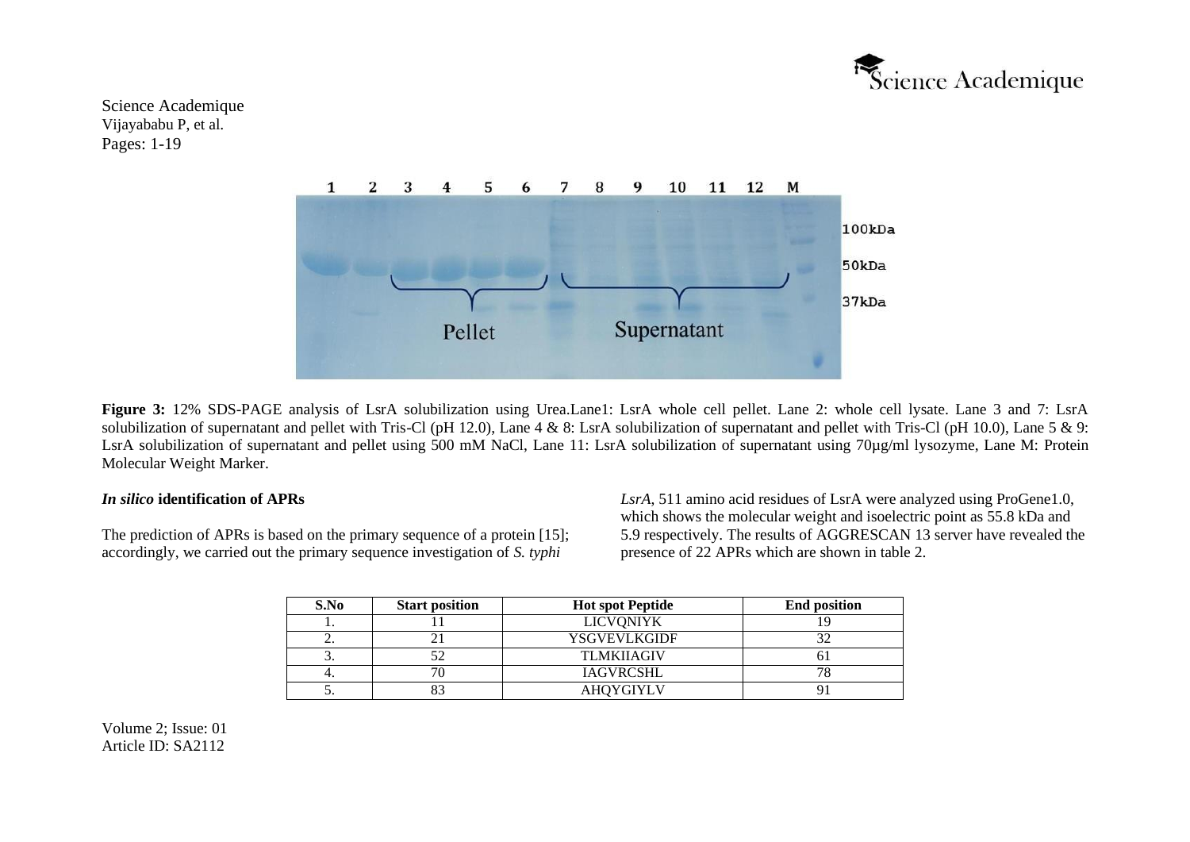**Figure 3:** 12% SDS-PAGE analysis of LsrA solubilization using Urea.Lane1: LsrA whole cell pellet. Lane 2: whole cell lysate. Lane 3 and 7: LsrA solubilization of supernatant and pellet with Tris-Cl (pH 12.0), Lane 4 & 8: LsrA solubilization of supernatant and pellet with Tris-Cl (pH 10.0), Lane 5 & 9: LsrA solubilization of supernatant and pellet using 500 mM NaCl, Lane 11: LsrA solubilization of supernatant using 70µg/ml lysozyme, Lane M: Protein Molecular Weight Marker.

### *In silico* identification of APRs

The prediction of APRs is based on the primary sequence of a protein [15]; accordingly, we carried out the primary sequence investigation of *S. typhi* *LsrA*, 511 amino acid residues of LsrA were analyzed using ProGene1.0, which shows the molecular weight and isoelectric point as 55.8 kDa and 5.9 respectively. The results of AGGRESCAN 13 server have revealed the presence of 22 APRs which are shown in table 2.

| S.No | Start position | Hot spot Peptide | End position |
|---|---|---|---|
| 1. | 11 | LICVQNIYK | 19 |
| 2. | 21 | YSGVEVLKGIDF | 32 |
| 3. | 52 | TLMKIIAGIV | 61 |
| 4. | 70 | IAGVRCSHL | 78 |
| 5. | 83 | AHQYGIYLV | 91 |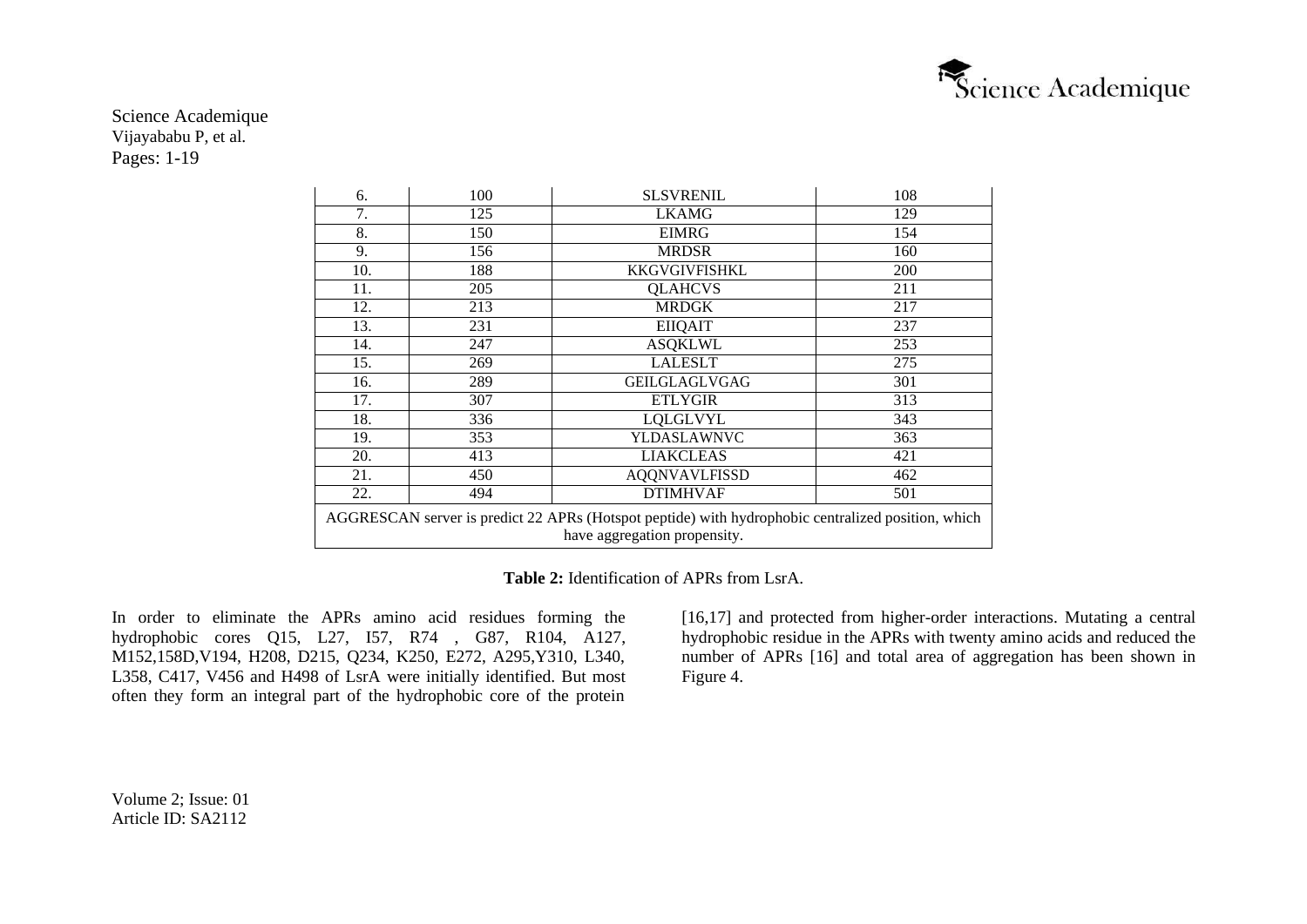| 6. | 100 | SLSVRENIL | 108 |
|---|---|---|---|
| 7. | 125 | LKAMG | 129 |
| 8. | 150 | EIMRG | 154 |
| 9. | 156 | MRDSR | 160 |
| 10. | 188 | KKGVGIVFISHKL | 200 |
| 11. | 205 | QLAHCVS | 211 |
| 12. | 213 | MRDGK | 217 |
| 13. | 231 | EIIQAIT | 237 |
| 14. | 247 | ASQKLWL | 253 |
| 15. | 269 | LALESLT | 275 |
| 16. | 289 | GEILGLAGLVGAG | 301 |
| 17. | 307 | ETLYGIR | 313 |
| 18. | 336 | LQLGLVYL | 343 |
| 19. | 353 | YLDASLAWNVC | 363 |
| 20. | 413 | LIAKCLEAS | 421 |
| 21. | 450 | AQQNVAVLFISSD | 462 |
| 22. | 494 | DTIMHVAF | 501 |
| AGGRESCAN server is predict 22 APRs (Hotspot peptide) with hydrophobic centralized position, which have aggregation propensity. | | | |

**Table 2:** Identification of APRs from LsrA.

In order to eliminate the APRs amino acid residues forming the hydrophobic cores Q15, L27, I57, R74 , G87, R104, A127, M152,158D,V194, H208, D215, Q234, K250, E272, A295,Y310, L340, L358, C417, V456 and H498 of LsrA were initially identified. But most often they form an integral part of the hydrophobic core of the protein [16,17] and protected from higher-order interactions. Mutating a central hydrophobic residue in the APRs with twenty amino acids and reduced the number of APRs [16] and total area of aggregation has been shown in Figure 4.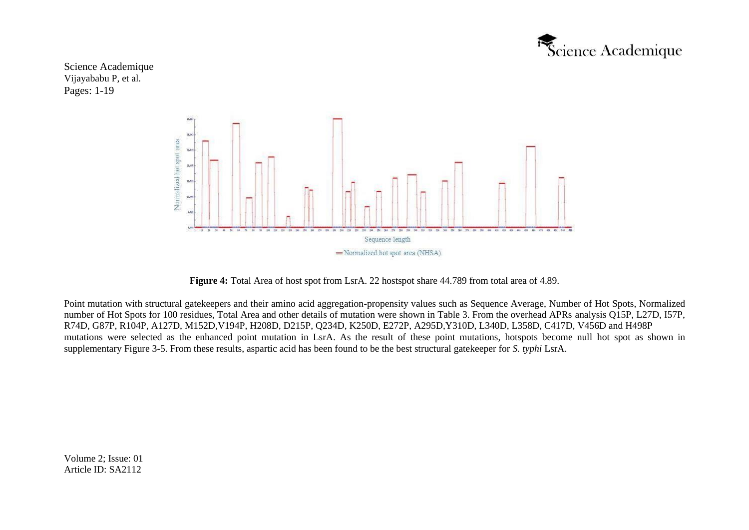**Figure 4:** Total Area of host spot from LsrA. 22 hostspot share 44.789 from total area of 4.89.

Point mutation with structural gatekeepers and their amino acid aggregation-propensity values such as Sequence Average, Number of Hot Spots, Normalized number of Hot Spots for 100 residues, Total Area and other details of mutation were shown in Table 3. From the overhead APRs analysis Q15P, L27D, I57P, R74D, G87P, R104P, A127D, M152D,V194P, H208D, D215P, Q234D, K250D, E272P, A295D,Y310D, L340D, L358D, C417D, V456D and H498P mutations were selected as the enhanced point mutation in LsrA. As the result of these point mutations, hotspots become null hot spot as shown in supplementary Figure 3-5. From these results, aspartic acid has been found to be the best structural gatekeeper for *S. typhi* LsrA.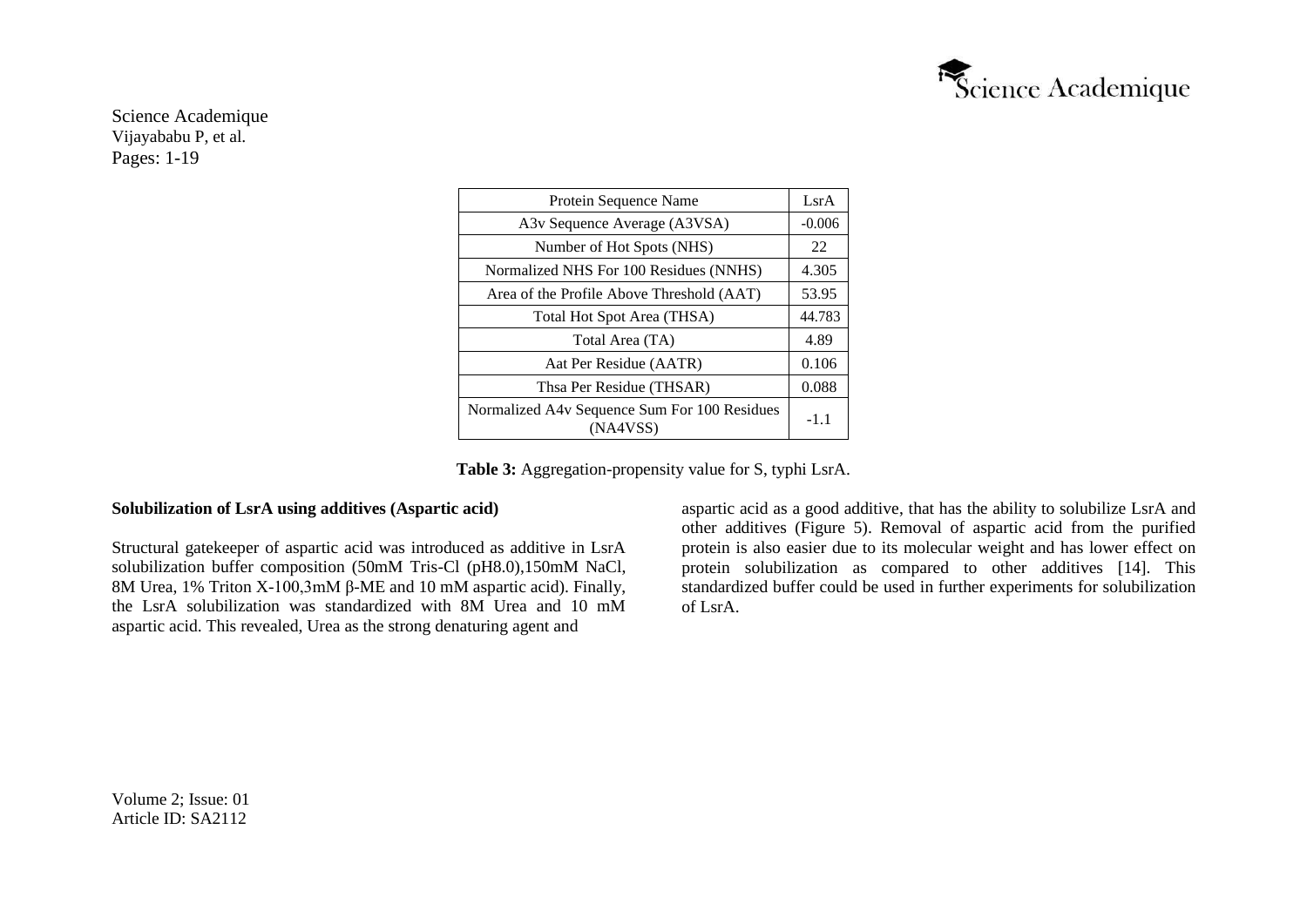| Protein Sequence Name | LsrA |
|---|---|
| A3v Sequence Average (A3VSA) | -0.006 |
| Number of Hot Spots (NHS) | 22 |
| Normalized NHS For 100 Residues (NNHS) | 4.305 |
| Area of the Profile Above Threshold (AAT) | 53.95 |
| Total Hot Spot Area (THSA) | 44.783 |
| Total Area (TA) | 4.89 |
| Aat Per Residue (AATR) | 0.106 |
| Thsa Per Residue (THSAR) | 0.088 |
| Normalized A4v Sequence Sum For 100 Residues (NA4VSS) | -1.1 |

**Table 3:** Aggregation-propensity value for S, typhi LsrA.

**Solubilization of LsrA using additives (Aspartic acid)**

Structural gatekeeper of aspartic acid was introduced as additive in LsrA solubilization buffer composition (50mM Tris-Cl (pH8.0),150mM NaCl, 8M Urea, 1% Triton X-100,3mM β-ME and 10 mM aspartic acid). Finally, the LsrA solubilization was standardized with 8M Urea and 10 mM aspartic acid. This revealed, Urea as the strong denaturing agent and aspartic acid as a good additive, that has the ability to solubilize LsrA and other additives (Figure 5). Removal of aspartic acid from the purified protein is also easier due to its molecular weight and has lower effect on protein solubilization as compared to other additives [14]. This standardized buffer could be used in further experiments for solubilization of LsrA.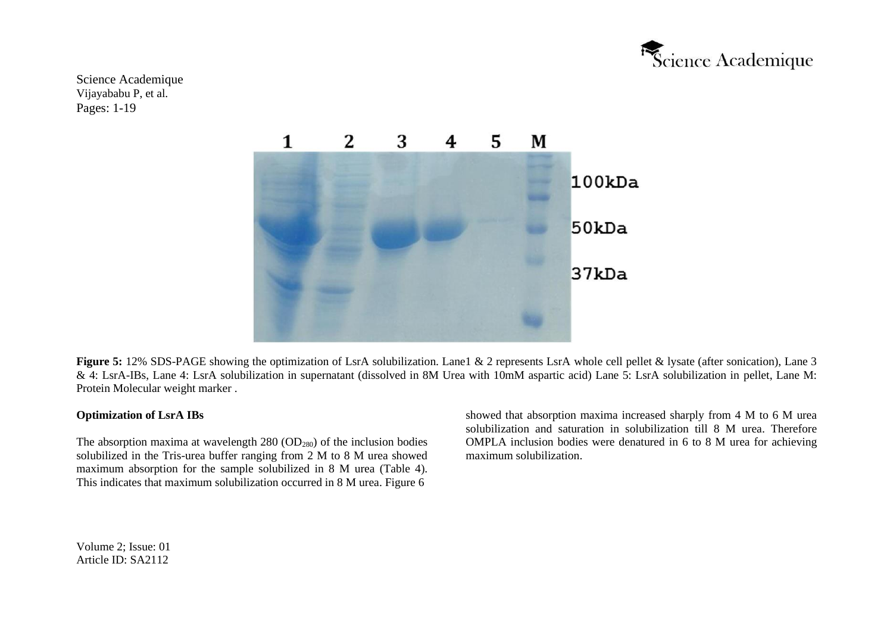**Figure 5:** 12% SDS-PAGE showing the optimization of LsrA solubilization. Lane1 & 2 represents LsrA whole cell pellet & lysate (after sonication), Lane 3 & 4: LsrA-IBs, Lane 4: LsrA solubilization in supernatant (dissolved in 8M Urea with 10mM aspartic acid) Lane 5: LsrA solubilization in pellet, Lane M: Protein Molecular weight marker .

**Optimization of LsrA IBs**

The absorption maxima at wavelength 280 ($OD_{280}$) of the inclusion bodies solubilized in the Tris-urea buffer ranging from 2 M to 8 M urea showed maximum absorption for the sample solubilized in 8 M urea (Table 4). This indicates that maximum solubilization occurred in 8 M urea. Figure 6 showed that absorption maxima increased sharply from 4 M to 6 M urea solubilization and saturation in solubilization till 8 M urea. Therefore OMPLA inclusion bodies were denatured in 6 to 8 M urea for achieving maximum solubilization.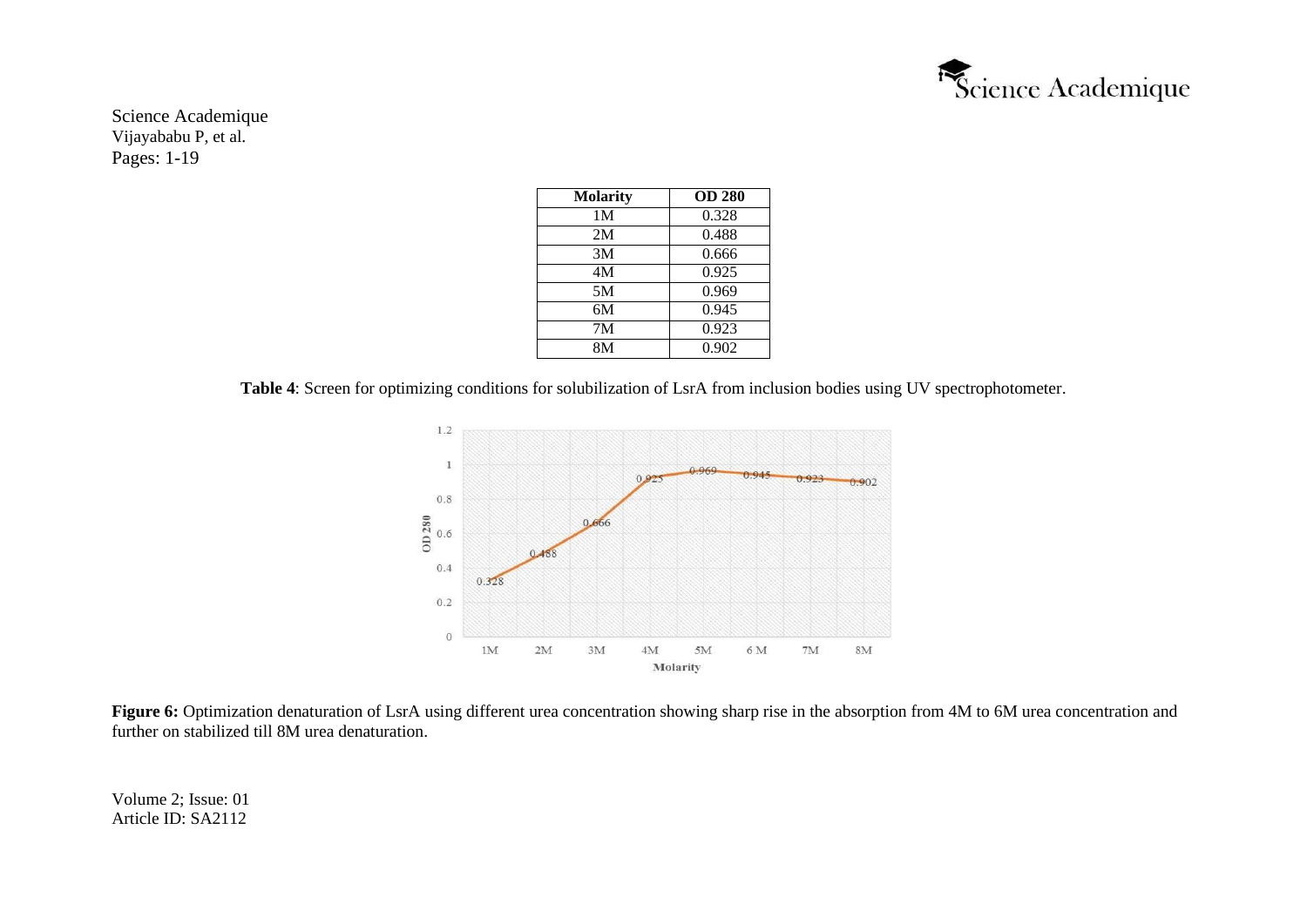| Molarity | OD 280 |
|---|---|
| 1M | 0.328 |
| 2M | 0.488 |
| 3M | 0.666 |
| 4M | 0.925 |
| 5M | 0.969 |
| 6M | 0.945 |
| 7M | 0.923 |
| 8M | 0.902 |

**Table 4**: Screen for optimizing conditions for solubilization of LsrA from inclusion bodies using UV spectrophotometer.

**Figure 6:** Optimization denaturation of LsrA using different urea concentration showing sharp rise in the absorption from 4M to 6M urea concentration and further on stabilized till 8M urea denaturation.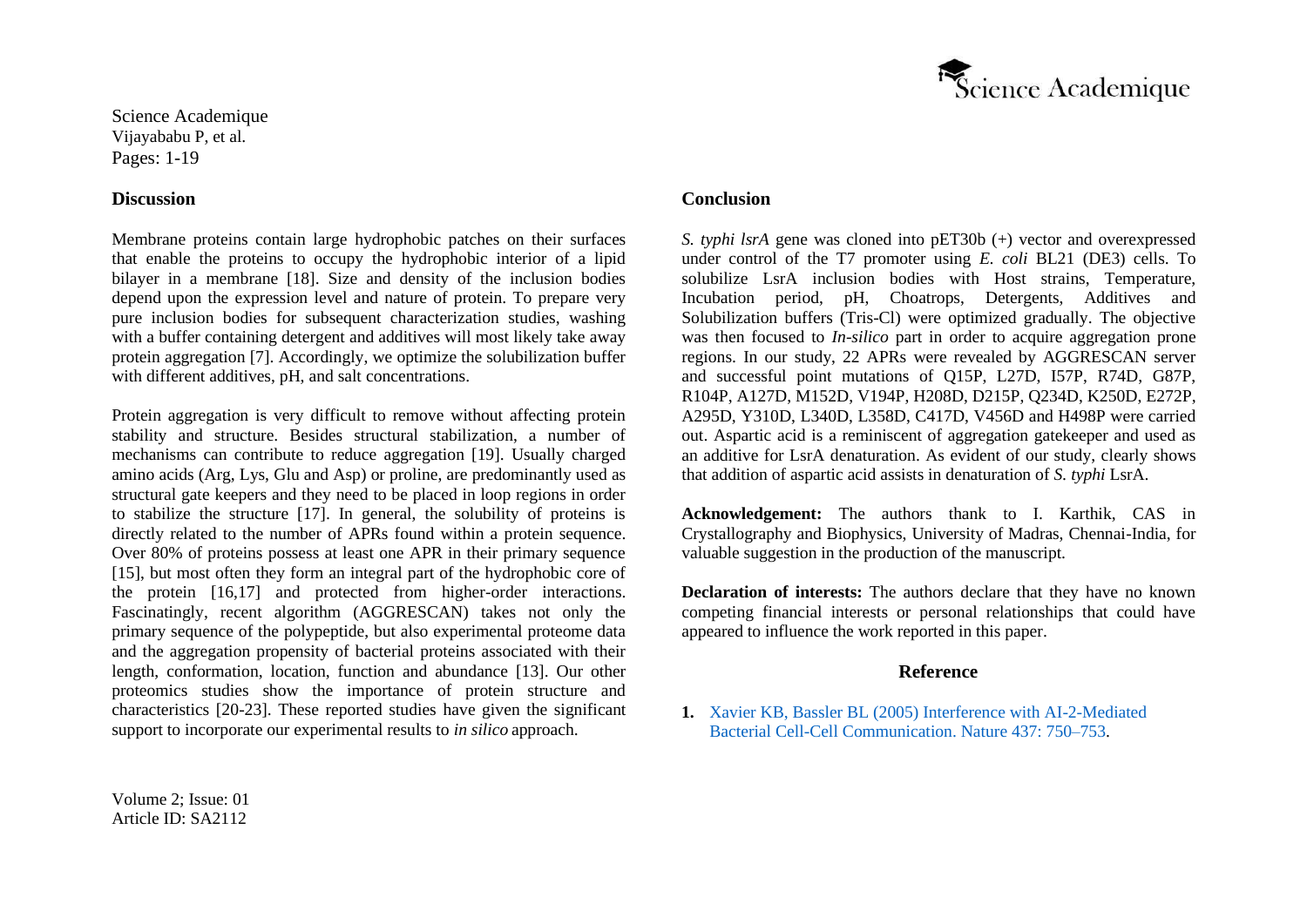## Discussion

Membrane proteins contain large hydrophobic patches on their surfaces that enable the proteins to occupy the hydrophobic interior of a lipid bilayer in a membrane [18]. Size and density of the inclusion bodies depend upon the expression level and nature of protein. To prepare very pure inclusion bodies for subsequent characterization studies, washing with a buffer containing detergent and additives will most likely take away protein aggregation [7]. Accordingly, we optimize the solubilization buffer with different additives, pH, and salt concentrations.

Protein aggregation is very difficult to remove without affecting protein stability and structure. Besides structural stabilization, a number of mechanisms can contribute to reduce aggregation [19]. Usually charged amino acids (Arg, Lys, Glu and Asp) or proline, are predominantly used as structural gate keepers and they need to be placed in loop regions in order to stabilize the structure [17]. In general, the solubility of proteins is directly related to the number of APRs found within a protein sequence. Over 80% of proteins possess at least one APR in their primary sequence [15], but most often they form an integral part of the hydrophobic core of the protein [16,17] and protected from higher-order interactions. Fascinatingly, recent algorithm (AGGRESCAN) takes not only the primary sequence of the polypeptide, but also experimental proteome data and the aggregation propensity of bacterial proteins associated with their length, conformation, location, function and abundance [13]. Our other proteomics studies show the importance of protein structure and characteristics [20-23]. These reported studies have given the significant support to incorporate our experimental results to *in silico* approach.

## Conclusion

*S. typhi lsrA* gene was cloned into pET30b (+) vector and overexpressed under control of the T7 promoter using *E. coli* BL21 (DE3) cells. To solubilize LsrA inclusion bodies with Host strains, Temperature, Incubation period, pH, Choatrops, Detergents, Additives and Solubilization buffers (Tris-Cl) were optimized gradually. The objective was then focused to *In-silico* part in order to acquire aggregation prone regions. In our study, 22 APRs were revealed by AGGRESCAN server and successful point mutations of Q15P, L27D, I57P, R74D, G87P, R104P, A127D, M152D, V194P, H208D, D215P, Q234D, K250D, E272P, A295D, Y310D, L340D, L358D, C417D, V456D and H498P were carried out. Aspartic acid is a reminiscent of aggregation gatekeeper and used as an additive for LsrA denaturation. As evident of our study, clearly shows that addition of aspartic acid assists in denaturation of *S. typhi* LsrA.

**Acknowledgement:** The authors thank to I. Karthik, CAS in Crystallography and Biophysics, University of Madras, Chennai-India, for valuable suggestion in the production of the manuscript.

**Declaration of interests:** The authors declare that they have no known competing financial interests or personal relationships that could have appeared to influence the work reported in this paper.

## Reference

1. Xavier KB, Bassler BL (2005) Interference with AI-2-Mediated Bacterial Cell-Cell Communication. Nature 437: 750–753.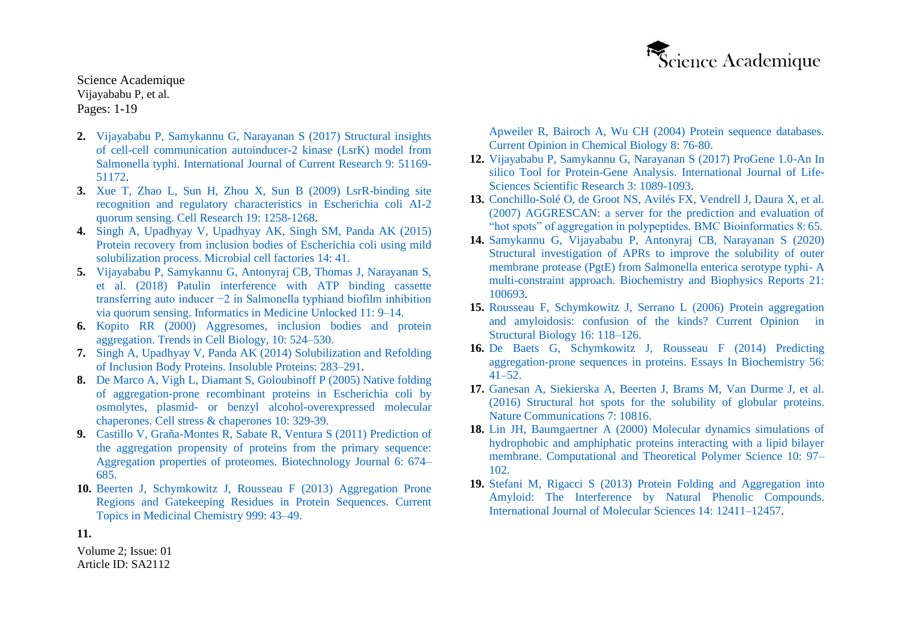2. Vijayababu P, Samykannu G, Narayanan S (2017) Structural insights of cell-cell communication autoinducer-2 kinase (LsrK) model from Salmonella typhi. International Journal of Current Research 9: 51169-51172.
3. Xue T, Zhao L, Sun H, Zhou X, Sun B (2009) LsrR-binding site recognition and regulatory characteristics in Escherichia coli AI-2 quorum sensing. Cell Research 19: 1258-1268.
4. Singh A, Upadhyay V, Upadhyay AK, Singh SM, Panda AK (2015) Protein recovery from inclusion bodies of Escherichia coli using mild solubilization process. Microbial cell factories 14: 41.
5. Vijayababu P, Samykannu G, Antonyraj CB, Thomas J, Narayanan S, et al. (2018) Patulin interference with ATP binding cassette transferring auto inducer −2 in Salmonella typhiand biofilm inhibition via quorum sensing. Informatics in Medicine Unlocked 11: 9–14.
6. Kopito RR (2000) Aggresomes, inclusion bodies and protein aggregation. Trends in Cell Biology, 10: 524–530.
7. Singh A, Upadhyay V, Panda AK (2014) Solubilization and Refolding of Inclusion Body Proteins. Insoluble Proteins: 283–291.
8. De Marco A, Vigh L, Diamant S, Goloubinoff P (2005) Native folding of aggregation-prone recombinant proteins in Escherichia coli by osmolytes, plasmid- or benzyl alcohol-overexpressed molecular chaperones. Cell stress & chaperones 10: 329-39.
9. Castillo V, Graña-Montes R, Sabate R, Ventura S (2011) Prediction of the aggregation propensity of proteins from the primary sequence: Aggregation properties of proteomes. Biotechnology Journal 6: 674–685.
10. Beerten J, Schymkowitz J, Rousseau F (2013) Aggregation Prone Regions and Gatekeeping Residues in Protein Sequences. Current Topics in Medicinal Chemistry 999: 43–49.
11. Apweiler R, Bairoch A, Wu CH (2004) Protein sequence databases. Current Opinion in Chemical Biology 8: 76-80.
12. Vijayababu P, Samykannu G, Narayanan S (2017) ProGene 1.0-An In silico Tool for Protein-Gene Analysis. International Journal of Life-Sciences Scientific Research 3: 1089-1093.
13. Conchillo-Solé O, de Groot NS, Avilés FX, Vendrell J, Daura X, et al. (2007) AGGRESCAN: a server for the prediction and evaluation of "hot spots" of aggregation in polypeptides. BMC Bioinformatics 8: 65.
14. Samykannu G, Vijayababu P, Antonyraj CB, Narayanan S (2020) Structural investigation of APRs to improve the solubility of outer membrane protease (PgtE) from Salmonella enterica serotype typhi- A multi-constraint approach. Biochemistry and Biophysics Reports 21: 100693.
15. Rousseau F, Schymkowitz J, Serrano L (2006) Protein aggregation and amyloidosis: confusion of the kinds? Current Opinion in Structural Biology 16: 118–126.
16. De Baets G, Schymkowitz J, Rousseau F (2014) Predicting aggregation-prone sequences in proteins. Essays In Biochemistry 56: 41–52.
17. Ganesan A, Siekierska A, Beerten J, Brams M, Van Durme J, et al. (2016) Structural hot spots for the solubility of globular proteins. Nature Communications 7: 10816.
18. Lin JH, Baumgaertner A (2000) Molecular dynamics simulations of hydrophobic and amphiphatic proteins interacting with a lipid bilayer membrane. Computational and Theoretical Polymer Science 10: 97–102.
19. Stefani M, Rigacci S (2013) Protein Folding and Aggregation into Amyloid: The Interference by Natural Phenolic Compounds. International Journal of Molecular Sciences 14: 12411–12457.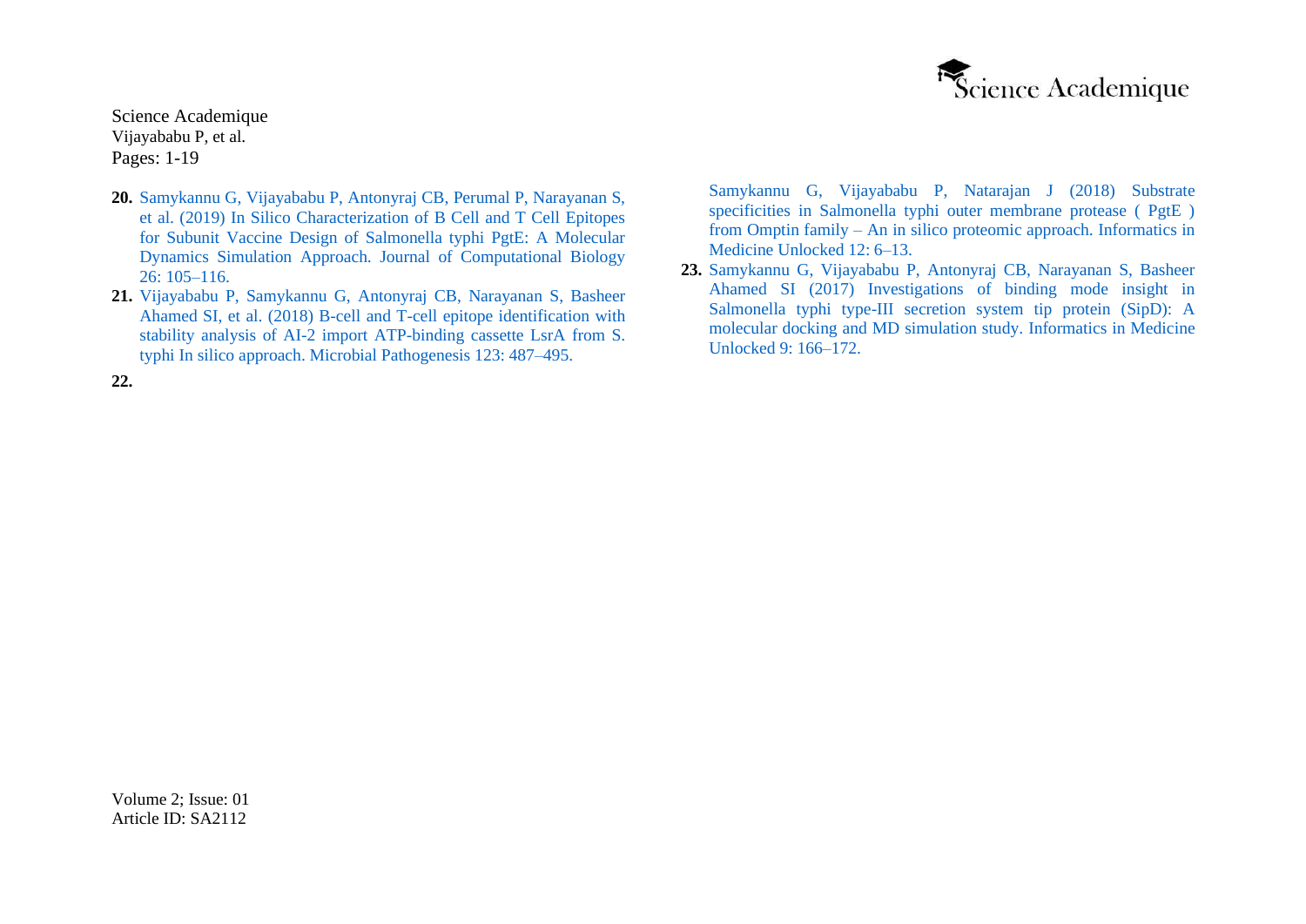20. Samykannu G, Vijayababu P, Antonyraj CB, Perumal P, Narayanan S, et al. (2019) In Silico Characterization of B Cell and T Cell Epitopes for Subunit Vaccine Design of Salmonella typhi PgtE: A Molecular Dynamics Simulation Approach. Journal of Computational Biology 26: 105–116.
21. Vijayababu P, Samykannu G, Antonyraj CB, Narayanan S, Basheer Ahamed SI, et al. (2018) B-cell and T-cell epitope identification with stability analysis of AI-2 import ATP-binding cassette LsrA from S. typhi In silico approach. Microbial Pathogenesis 123: 487–495.
22. Samykannu G, Vijayababu P, Natarajan J (2018) Substrate specificities in Salmonella typhi outer membrane protease ( PgtE ) from Omptin family – An in silico proteomic approach. Informatics in Medicine Unlocked 12: 6–13.
23. Samykannu G, Vijayababu P, Antonyraj CB, Narayanan S, Basheer Ahamed SI (2017) Investigations of binding mode insight in Salmonella typhi type-III secretion system tip protein (SipD): A molecular docking and MD simulation study. Informatics in Medicine Unlocked 9: 166–172.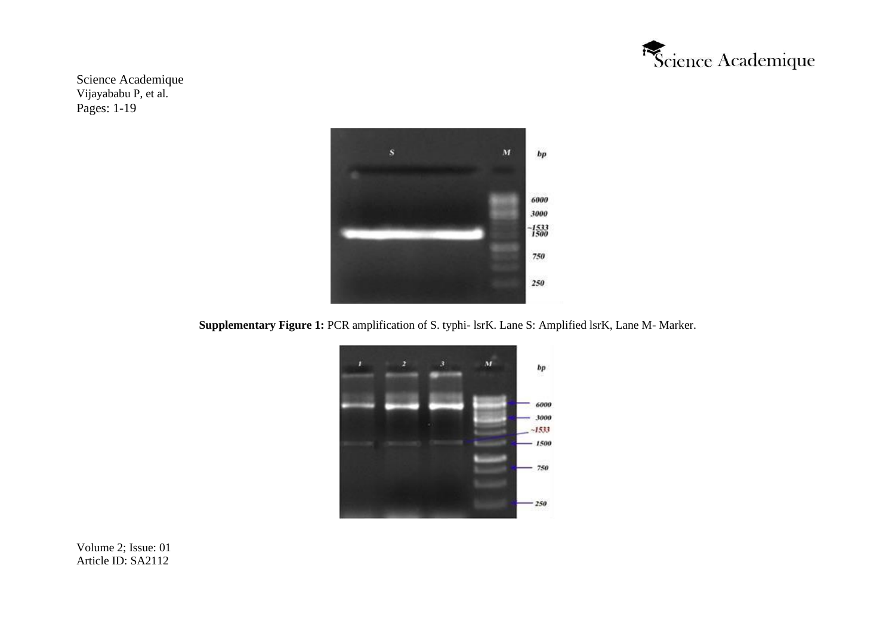**Supplementary Figure 1:** PCR amplification of S. typhi- lsrK. Lane S: Amplified lsrK, Lane M- Marker.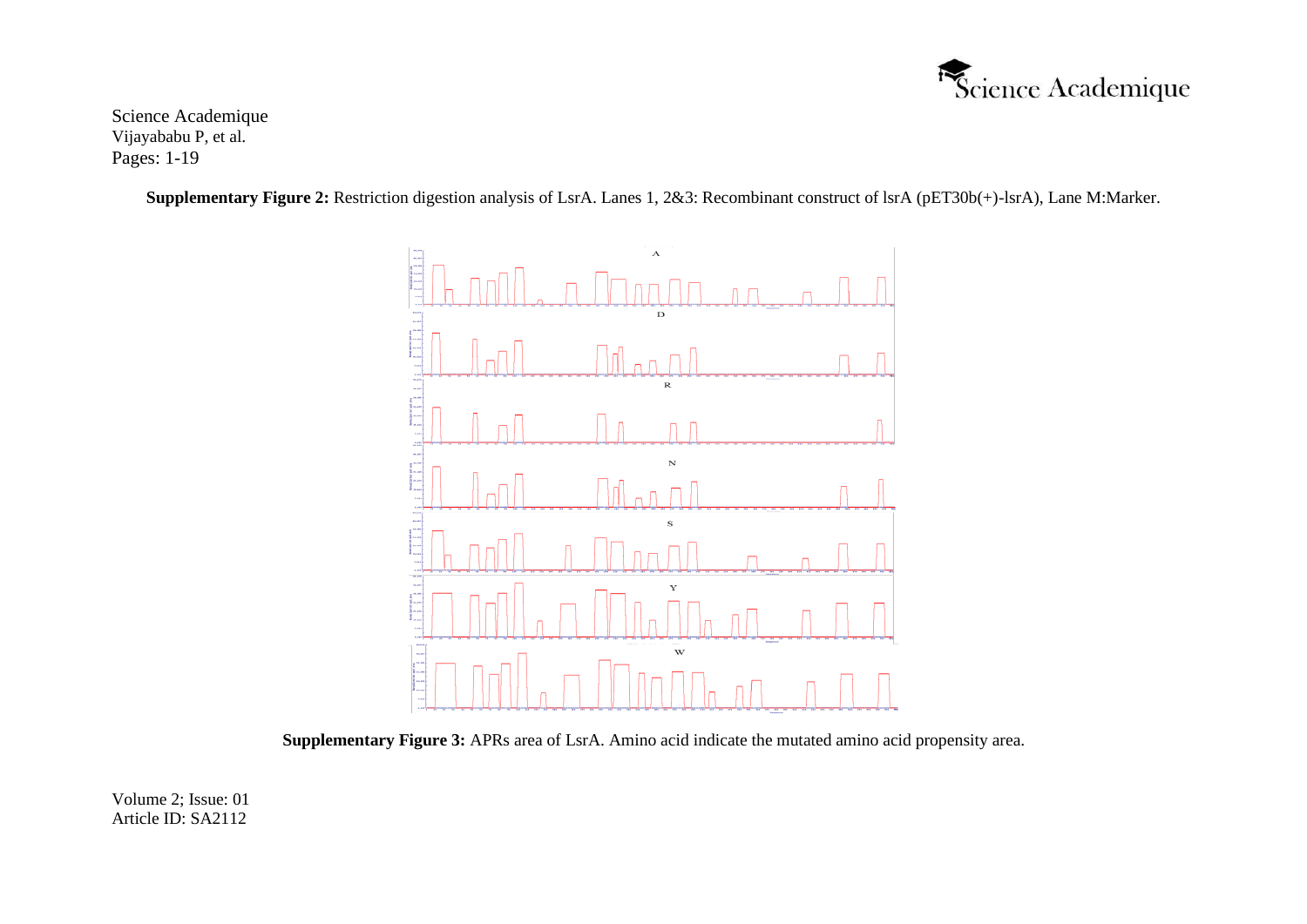**Supplementary Figure 2:** Restriction digestion analysis of LsrA. Lanes 1, 2&3: Recombinant construct of lsrA (pET30b(+)-lsrA), Lane M:Marker.

**Supplementary Figure 3:** APRs area of LsrA. Amino acid indicate the mutated amino acid propensity area.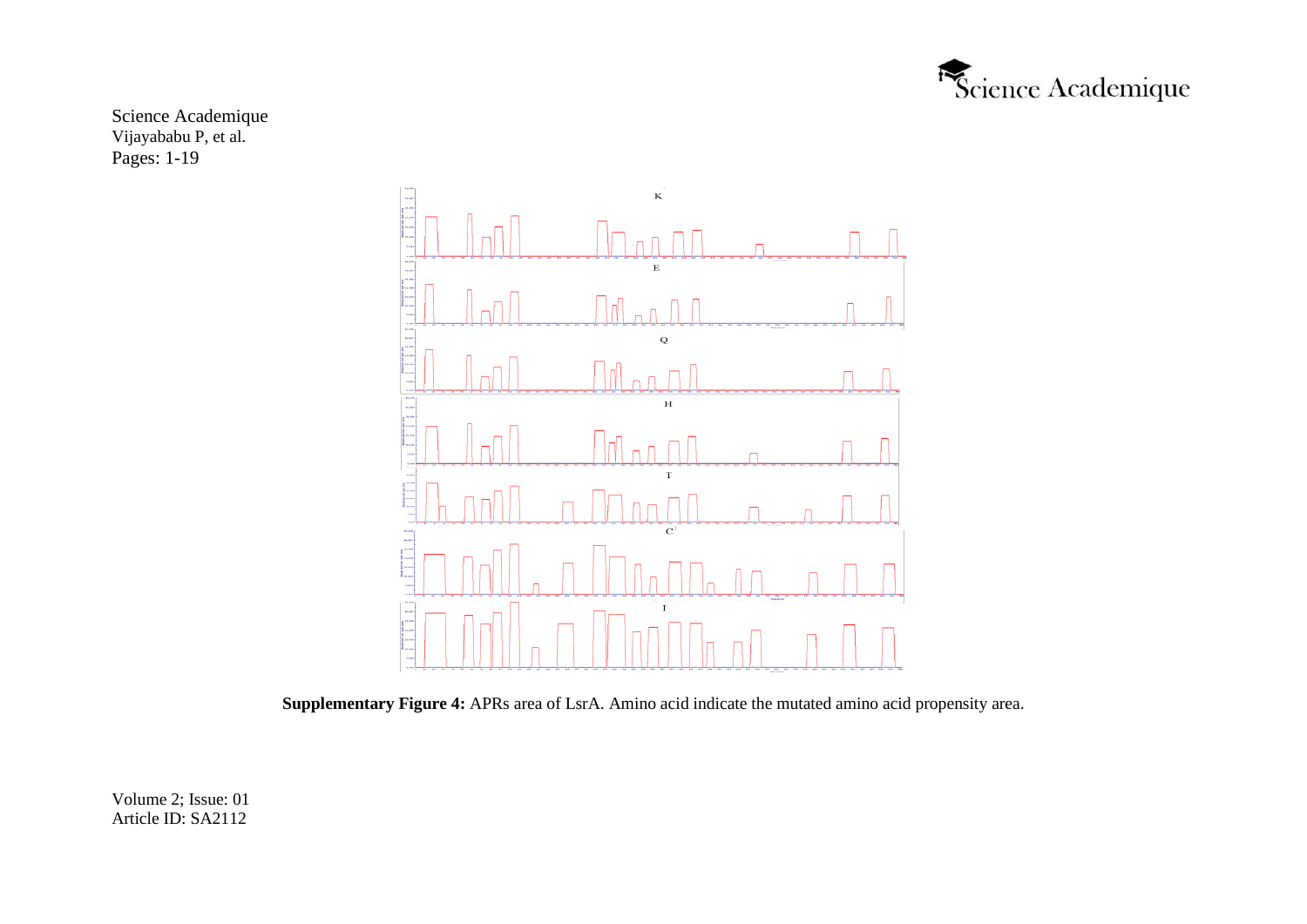**Supplementary Figure 4:** APRs area of LsrA. Amino acid indicate the mutated amino acid propensity area.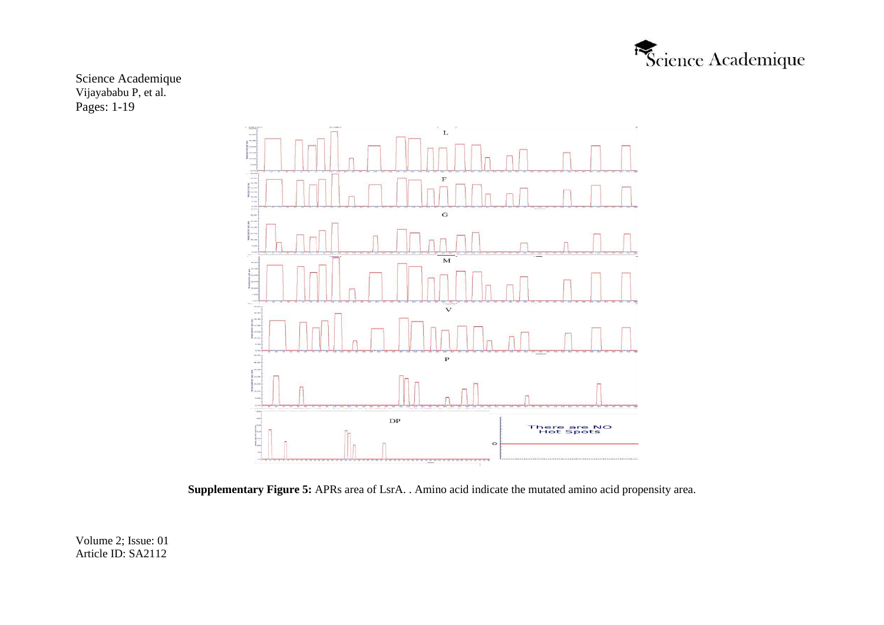L

F

G

M

V

P

DP

There are NO Hot Spots

0

**Supplementary Figure 5:** APRs area of LsrA. . Amino acid indicate the mutated amino acid propensity area.